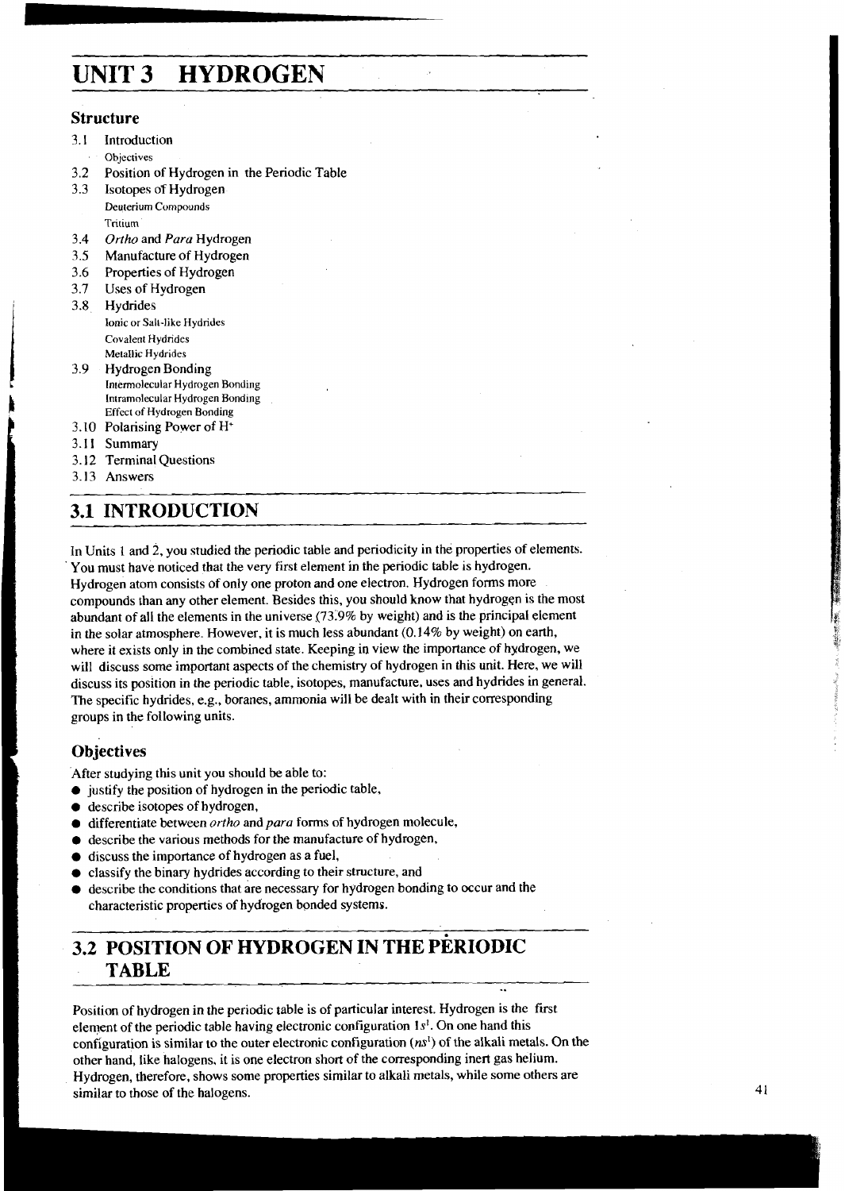# UNIT 3 HYDROGEN

## Structure

3.1 Introduction
 Objectives

3.2 Position of Hydrogen in the Periodic Table

3.3 Isotopes of Hydrogen
 Deuterium Compounds
 Tritium

3.4 *Ortho* and *Para* Hydrogen

3.5 Manufacture of Hydrogen

3.6 Properties of Hydrogen

3.7 Uses of Hydrogen

3.8 Hydrides
 Ionic or Salt-like Hydrides
 Covalent Hydrides
 Metallic Hydrides

3.9 Hydrogen Bonding
 Intermolecular Hydrogen Bonding
 Intramolecular Hydrogen Bonding
 Effect of Hydrogen Bonding

3.10 Polarising Power of $H^+$

3.11 Summary

3.12 Terminal Questions

3.13 Answers

## 3.1 INTRODUCTION

In Units 1 and 2, you studied the periodic table and periodicity in the properties of elements. You must have noticed that the very first element in the periodic table is hydrogen. Hydrogen atom consists of only one proton and one electron. Hydrogen forms more compounds than any other element. Besides this, you should know that hydrogen is the most abundant of all the elements in the universe (73.9% by weight) and is the principal element in the solar atmosphere. However, it is much less abundant (0.14% by weight) on earth, where it exists only in the combined state. Keeping in view the importance of hydrogen, we will discuss some important aspects of the chemistry of hydrogen in this unit. Here, we will discuss its position in the periodic table, isotopes, manufacture, uses and hydrides in general. The specific hydrides, e.g., boranes, ammonia will be dealt with in their corresponding groups in the following units.

### Objectives

After studying this unit you should be able to:

- justify the position of hydrogen in the periodic table,
- describe isotopes of hydrogen,
- differentiate between *ortho* and *para* forms of hydrogen molecule,
- describe the various methods for the manufacture of hydrogen,
- discuss the importance of hydrogen as a fuel,
- classify the binary hydrides according to their structure, and
- describe the conditions that are necessary for hydrogen bonding to occur and the characteristic properties of hydrogen bonded systems.

## 3.2 POSITION OF HYDROGEN IN THE PERIODIC TABLE

Position of hydrogen in the periodic table is of particular interest. Hydrogen is the first element of the periodic table having electronic configuration $1s^1$. On one hand this configuration is similar to the outer electronic configuration ($ns^1$) of the alkali metals. On the other hand, like halogens, it is one electron short of the corresponding inert gas helium. Hydrogen, therefore, shows some properties similar to alkali metals, while some others are similar to those of the halogens.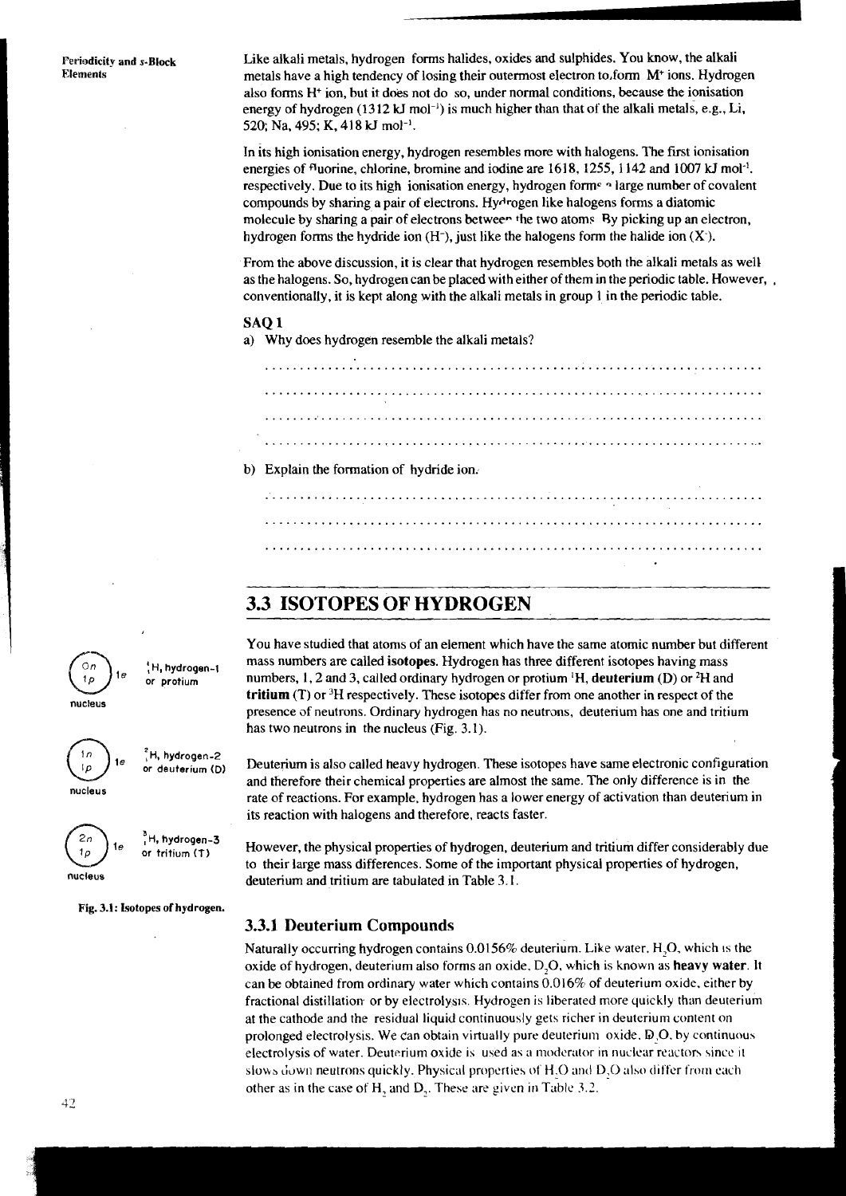Like alkali metals, hydrogen forms halides, oxides and sulphides. You know, the alkali metals have a high tendency of losing their outermost electron to form $M^+$ ions. Hydrogen also forms $H^+$ ion, but it does not do so, under normal conditions, because the ionisation energy of hydrogen (1312 kJ $mol^{-1}$) is much higher than that of the alkali metals, e.g., Li, 520; Na, 495; K, 418 kJ $mol^{-1}$.

In its high ionisation energy, hydrogen resembles more with halogens. The first ionisation energies of fluorine, chlorine, bromine and iodine are 1618, 1255, 1142 and 1007 kJ $mol^{-1}$. respectively. Due to its high ionisation energy, hydrogen forms a large number of covalent compounds by sharing a pair of electrons. Hydrogen like halogens forms a diatomic molecule by sharing a pair of electrons between the two atoms. By picking up an electron, hydrogen forms the hydride ion ($H^-$), just like the halogens form the halide ion ($X^-$).

From the above discussion, it is clear that hydrogen resembles both the alkali metals as well as the halogens. So, hydrogen can be placed with either of them in the periodic table. However, conventionally, it is kept along with the alkali metals in group 1 in the periodic table.

**SAQ 1**

a) Why does hydrogen resemble the alkali metals?

...........................................................................

...........................................................................

...........................................................................

...........................................................................

b) Explain the formation of hydride ion.

...........................................................................

...........................................................................

...........................................................................

## 3.3 ISOTOPES OF HYDROGEN

You have studied that atoms of an element which have the same atomic number but different mass numbers are called **isotopes**. Hydrogen has three different isotopes having mass numbers, 1, 2 and 3, called ordinary hydrogen or protium $^1H$, **deuterium** (D) or $^2H$ and **tritium** (T) or $^3H$ respectively. These isotopes differ from one another in respect of the presence of neutrons. Ordinary hydrogen has no neutrons, deuterium has one and tritium has two neutrons in the nucleus (Fig. 3.1).

0n, 1p, 1e — nucleus — $^1_1H$, hydrogen-1 or protium

1n, 1p, 1e — nucleus — $^2_1H$, hydrogen-2 or deuterium (D)

2n, 1p, 1e — nucleus — $^3_1H$, hydrogen-3 or tritium (T)

**Fig. 3.1: Isotopes of hydrogen.**

Deuterium is also called heavy hydrogen. These isotopes have same electronic configuration and therefore their chemical properties are almost the same. The only difference is in the rate of reactions. For example, hydrogen has a lower energy of activation than deuterium in its reaction with halogens and therefore, reacts faster.

However, the physical properties of hydrogen, deuterium and tritium differ considerably due to their large mass differences. Some of the important physical properties of hydrogen, deuterium and tritium are tabulated in Table 3.1.

### 3.3.1 Deuterium Compounds

Naturally occurring hydrogen contains 0.0156% deuterium. Like water, $H_2O$, which is the oxide of hydrogen, deuterium also forms an oxide, $D_2O$, which is known as **heavy water**. It can be obtained from ordinary water which contains 0.016% of deuterium oxide, either by fractional distillation or by electrolysis. Hydrogen is liberated more quickly than deuterium at the cathode and the residual liquid continuously gets richer in deuterium content on prolonged electrolysis. We can obtain virtually pure deuterium oxide, $D_2O$, by continuous electrolysis of water. Deuterium oxide is used as a moderator in nuclear reactors since it slows down neutrons quickly. Physical properties of $H_2O$ and $D_2O$ also differ from each other as in the case of $H_2$ and $D_2$. These are given in Table 3.2.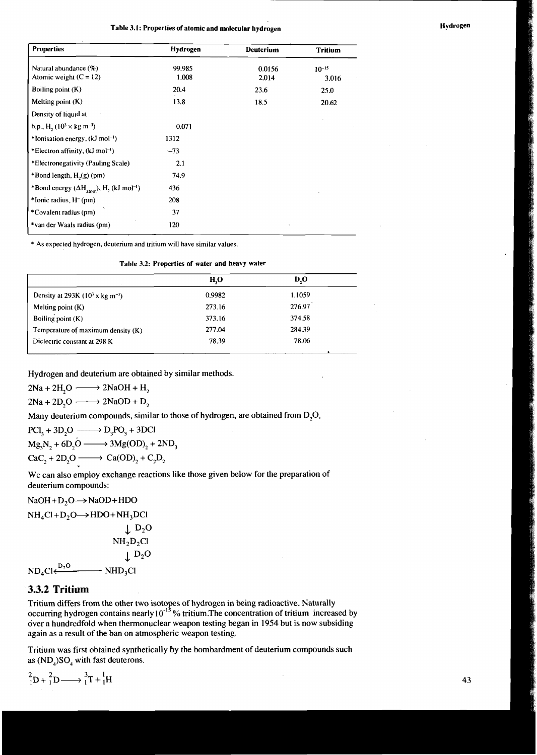Table 3.1: Properties of atomic and molecular hydrogen

| Properties | Hydrogen | Deuterium | Tritium |
|---|---|---|---|
| Natural abundance (%) | 99.985 | 0.0156 | $10^{-15}$ |
| Atomic weight (C = 12) | 1.008 | 2.014 | 3.016 |
| Boiling point (K) | 20.4 | 23.6 | 25.0 |
| Melting point (K) | 13.8 | 18.5 | 20.62 |
| Density of liquid at b.p., $H_2$ ($10^3 \times$ kg $m^{-3}$) | 0.071 | | |
| *Ionisation energy, (kJ $mol^{-1}$) | 1312 | | |
| *Electron affinity, (kJ $mol^{-1}$) | −73 | | |
| *Electronegativity (Pauling Scale) | 2.1 | | |
| *Bond length, $H_2$(g) (pm) | 74.9 | | |
| *Bond energy ($\Delta H_{atom}$), $H_2$ (kJ $mol^{-1}$) | 436 | | |
| *Ionic radius, $H^-$ (pm) | 208 | | |
| *Covalent radius (pm) | 37 | | |
| *van der Waals radius (pm) | 120 | | |

* As expected hydrogen, deuterium and tritium will have similar values.

Table 3.2: Properties of water and heavy water

| | $H_2O$ | $D_2O$ |
|---|---|---|
| Density at 293K ($10^3$ x kg $m^{-3}$) | 0.9982 | 1.1059 |
| Melting point (K) | 273.16 | 276.97 |
| Boiling point (K) | 373.16 | 374.58 |
| Temperature of maximum density (K) | 277.04 | 284.39 |
| Dielectric constant at 298 K | 78.39 | 78.06 |

Hydrogen and deuterium are obtained by similar methods.

$$2Na + 2H_2O \longrightarrow 2NaOH + H_2$$

$$2Na + 2D_2O \longrightarrow 2NaOD + D_2$$

Many deuterium compounds, similar to those of hydrogen, are obtained from $D_2O$.

$$PCl_3 + 3D_2O \longrightarrow D_3PO_3 + 3DCl$$

$$Mg_3N_2 + 6D_2O \longrightarrow 3Mg(OD)_2 + 2ND_3$$

$$CaC_2 + 2D_2O \longrightarrow Ca(OD)_2 + C_2D_2$$

We can also employ exchange reactions like those given below for the preparation of deuterium compounds:

$$NaOH + D_2O \longrightarrow NaOD + HDO$$

$$NH_4Cl + D_2O \longrightarrow HDO + NH_3DCl \xrightarrow{D_2O} NH_2D_2Cl \xrightarrow{D_2O} NHD_3Cl \xrightarrow{D_2O} ND_4Cl$$

## 3.3.2 Tritium

Tritium differs from the other two isotopes of hydrogen in being radioactive. Naturally occurring hydrogen contains nearly $10^{-15}$ % tritium. The concentration of tritium increased by over a hundredfold when thermonuclear weapon testing began in 1954 but is now subsiding again as a result of the ban on atmospheric weapon testing.

Tritium was first obtained synthetically by the bombardment of deuterium compounds such as $(ND_4)SO_4$ with fast deuterons.

$${}^{2}_{1}D + {}^{2}_{1}D \longrightarrow {}^{3}_{1}T + {}^{1}_{1}H$$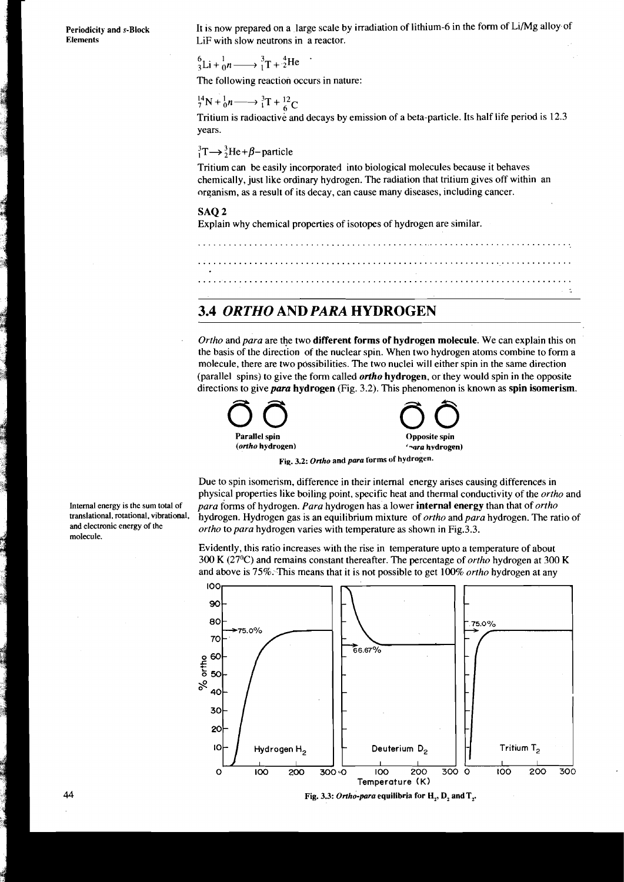It is now prepared on a large scale by irradiation of lithium-6 in the form of Li/Mg alloy of LiF with slow neutrons in a reactor.

$${}^{6}_{3}Li + {}^{1}_{0}n \longrightarrow {}^{3}_{1}T + {}^{4}_{2}He$$

The following reaction occurs in nature:

$${}^{14}_{7}N + {}^{1}_{0}n \longrightarrow {}^{3}_{1}T + {}^{12}_{6}C$$

Tritium is radioactive and decays by emission of a beta-particle. Its half life period is 12.3 years.

$${}^{3}_{1}T \longrightarrow {}^{3}_{2}He + \beta\text{-particle}$$

Tritium can be easily incorporated into biological molecules because it behaves chemically, just like ordinary hydrogen. The radiation that tritium gives off within an organism, as a result of its decay, can cause many diseases, including cancer.

### SAQ 2

Explain why chemical properties of isotopes of hydrogen are similar.

..........................................................................

..........................................................................

..........................................................................

## 3.4 *ORTHO* AND *PARA* HYDROGEN

*Ortho* and *para* are the two **different forms of hydrogen molecule**. We can explain this on the basis of the direction of the nuclear spin. When two hydrogen atoms combine to form a molecule, there are two possibilities. The two nuclei will either spin in the same direction (parallel spins) to give the form called ***ortho* hydrogen**, or they would spin in the opposite directions to give ***para* hydrogen** (Fig. 3.2). This phenomenon is known as **spin isomerism**.

Parallel spin (*ortho* hydrogen) &nbsp;&nbsp;&nbsp;&nbsp; Opposite spin (*para* hydrogen)

Fig. 3.2: *Ortho* and *para* forms of hydrogen.

Due to spin isomerism, difference in their internal energy arises causing differences in physical properties like boiling point, specific heat and thermal conductivity of the *ortho* and *para* forms of hydrogen. *Para* hydrogen has a lower **internal energy** than that of *ortho* hydrogen. Hydrogen gas is an equilibrium mixture of *ortho* and *para* hydrogen. The ratio of *ortho* to *para* hydrogen varies with temperature as shown in Fig.3.3.

Internal energy is the sum total of translational, rotational, vibrational, and electronic energy of the molecule.

Evidently, this ratio increases with the rise in temperature upto a temperature of about 300 K (27°C) and remains constant thereafter. The percentage of *ortho* hydrogen at 300 K and above is 75%. This means that it is not possible to get 100% *ortho* hydrogen at any

Fig. 3.3: *Ortho-para* equilibria for $H_2$, $D_2$ and $T_2$.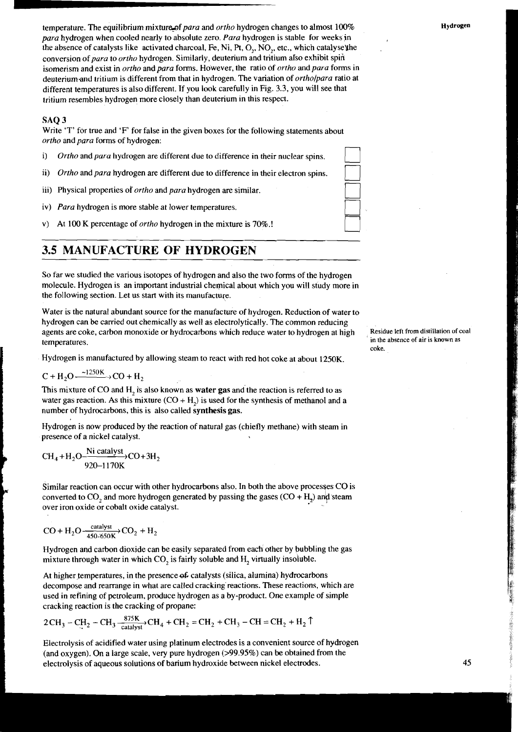temperature. The equilibrium mixture of *para* and *ortho* hydrogen changes to almost 100% *para* hydrogen when cooled nearly to absolute zero. *Para* hydrogen is stable for weeks in the absence of catalysts like activated charcoal, Fe, Ni, Pt, $O_2$, $NO_2$, etc., which catalyse the conversion of *para* to *ortho* hydrogen. Similarly, deuterium and tritium also exhibit spin isomerism and exist in *ortho* and *para* forms. However, the ratio of *ortho* and *para* forms in deuterium and tritium is different from that in hydrogen. The variation of *ortho/para* ratio at different temperatures is also different. If you look carefully in Fig. 3.3, you will see that tritium resembles hydrogen more closely than deuterium in this respect.

### SAQ 3

Write 'T' for true and 'F' for false in the given boxes for the following statements about *ortho* and *para* forms of hydrogen:

i) *Ortho* and *para* hydrogen are different due to difference in their nuclear spins. ☐

ii) *Ortho* and *para* hydrogen are different due to difference in their electron spins. ☐

iii) Physical properties of *ortho* and *para* hydrogen are similar. ☐

iv) *Para* hydrogen is more stable at lower temperatures. ☐

v) At 100 K percentage of *ortho* hydrogen in the mixture is 70%.! ☐

## 3.5 MANUFACTURE OF HYDROGEN

So far we studied the various isotopes of hydrogen and also the two forms of the hydrogen molecule. Hydrogen is an important industrial chemical about which you will study more in the following section. Let us start with its manufacture.

Water is the natural abundant source for the manufacture of hydrogen. Reduction of water to hydrogen can be carried out chemically as well as electrolytically. The common reducing agents are coke, carbon monoxide or hydrocarbons which reduce water to hydrogen at high temperatures.

Residue left from distillation of coal in the absence of air is known as coke.

Hydrogen is manufactured by allowing steam to react with red hot coke at about 1250K.

$$C + H_2O \xrightarrow{\sim 1250K} CO + H_2$$

This mixture of CO and $H_2$ is also known as **water gas** and the reaction is referred to as water gas reaction. As this mixture ($CO + H_2$) is used for the synthesis of methanol and a number of hydrocarbons, this is also called **synthesis gas.**

Hydrogen is now produced by the reaction of natural gas (chiefly methane) with steam in presence of a nickel catalyst.

$$CH_4 + H_2O \xrightarrow[920-1170K]{\text{Ni catalyst}} CO + 3H_2$$

Similar reaction can occur with other hydrocarbons also. In both the above processes CO is converted to $CO_2$ and more hydrogen generated by passing the gases ($CO + H_2$) and steam over iron oxide or cobalt oxide catalyst.

$$CO + H_2O \xrightarrow[450-650K]{\text{catalyst}} CO_2 + H_2$$

Hydrogen and carbon dioxide can be easily separated from each other by bubbling the gas mixture through water in which $CO_2$ is fairly soluble and $H_2$ virtually insoluble.

At higher temperatures, in the presence of catalysts (silica, alumina) hydrocarbons decompose and rearrange in what are called cracking reactions. These reactions, which are used in refining of petroleum, produce hydrogen as a by-product. One example of simple cracking reaction is the cracking of propane:

$$2CH_3 - CH_2 - CH_3 \xrightarrow[\text{catalyst}]{875K} CH_4 + CH_2 = CH_2 + CH_3 - CH = CH_2 + H_2 \uparrow$$

Electrolysis of acidified water using platinum electrodes is a convenient source of hydrogen (and oxygen). On a large scale, very pure hydrogen (>99.95%) can be obtained from the electrolysis of aqueous solutions of barium hydroxide between nickel electrodes.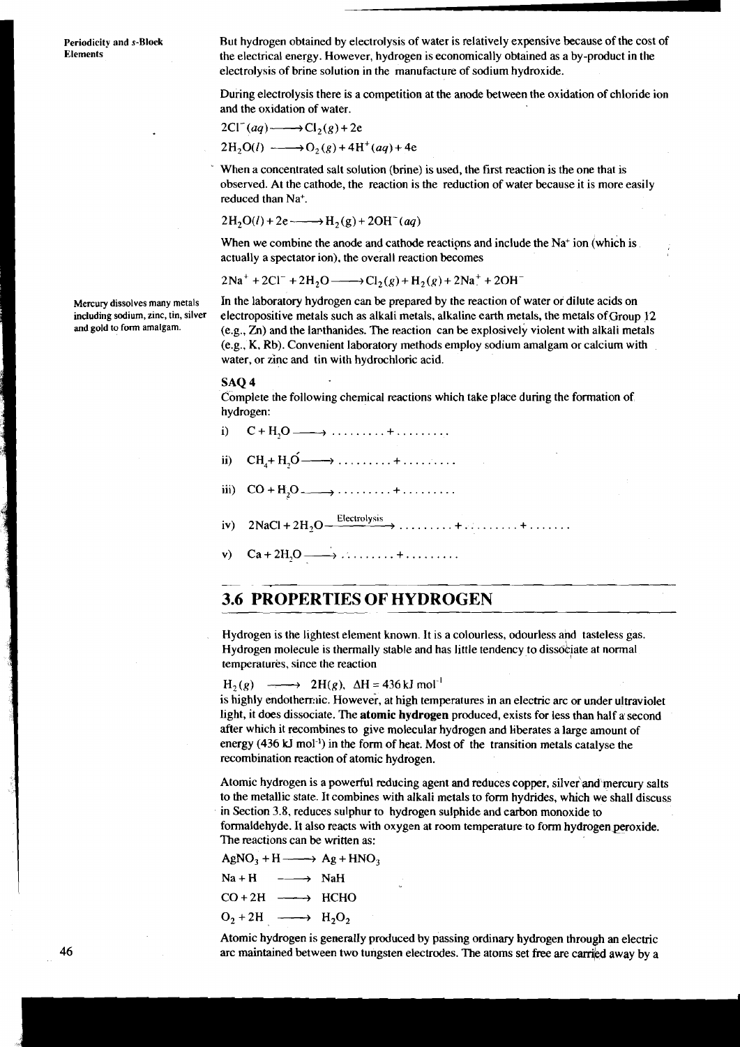But hydrogen obtained by electrolysis of water is relatively expensive because of the cost of the electrical energy. However, hydrogen is economically obtained as a by-product in the electrolysis of brine solution in the manufacture of sodium hydroxide.

During electrolysis there is a competition at the anode between the oxidation of chloride ion and the oxidation of water.

$$2Cl^-(aq) \longrightarrow Cl_2(g) + 2e$$

$$2H_2O(l) \longrightarrow O_2(g) + 4H^+(aq) + 4e$$

When a concentrated salt solution (brine) is used, the first reaction is the one that is observed. At the cathode, the reaction is the reduction of water because it is more easily reduced than $Na^+$.

$$2H_2O(l) + 2e \longrightarrow H_2(g) + 2OH^-(aq)$$

When we combine the anode and cathode reactions and include the $Na^+$ ion (which is actually a spectator ion), the overall reaction becomes

$$2Na^+ + 2Cl^- + 2H_2O \longrightarrow Cl_2(g) + H_2(g) + 2Na^+ + 2OH^-$$

Mercury dissolves many metals including sodium, zinc, tin, silver and gold to form amalgam.

In the laboratory hydrogen can be prepared by the reaction of water or dilute acids on electropositive metals such as alkali metals, alkaline earth metals, the metals of Group 12 (e.g., Zn) and the lanthanides. The reaction can be explosively violent with alkali metals (e.g., K, Rb). Convenient laboratory methods employ sodium amalgam or calcium with water, or zinc and tin with hydrochloric acid.

**SAQ 4**

Complete the following chemical reactions which take place during the formation of hydrogen:

i) $C + H_2O \longrightarrow \ldots\ldots\ldots + \ldots\ldots\ldots$

ii) $CH_4 + H_2O \longrightarrow \ldots\ldots\ldots + \ldots\ldots\ldots$

iii) $CO + H_2O \longrightarrow \ldots\ldots\ldots + \ldots\ldots\ldots$

iv) $2NaCl + 2H_2O \xrightarrow{\text{Electrolysis}} \ldots\ldots\ldots + \ldots\ldots\ldots + \ldots\ldots\ldots$

v) $Ca + 2H_2O \longrightarrow \ldots\ldots\ldots + \ldots\ldots\ldots$

## 3.6 PROPERTIES OF HYDROGEN

Hydrogen is the lightest element known. It is a colourless, odourless and tasteless gas. Hydrogen molecule is thermally stable and has little tendency to dissociate at normal temperatures, since the reaction

$$H_2(g) \longrightarrow 2H(g), \ \Delta H = 436\,\text{kJ mol}^{-1}$$

is highly endothermic. However, at high temperatures in an electric arc or under ultraviolet light, it does dissociate. The **atomic hydrogen** produced, exists for less than half a second after which it recombines to give molecular hydrogen and liberates a large amount of energy (436 kJ $mol^{-1}$) in the form of heat. Most of the transition metals catalyse the recombination reaction of atomic hydrogen.

Atomic hydrogen is a powerful reducing agent and reduces copper, silver and mercury salts to the metallic state. It combines with alkali metals to form hydrides, which we shall discuss in Section 3.8, reduces sulphur to hydrogen sulphide and carbon monoxide to formaldehyde. It also reacts with oxygen at room temperature to form hydrogen peroxide. The reactions can be written as:

$$AgNO_3 + H \longrightarrow Ag + HNO_3$$

$$Na + H \longrightarrow NaH$$

$$CO + 2H \longrightarrow HCHO$$

$$O_2 + 2H \longrightarrow H_2O_2$$

Atomic hydrogen is generally produced by passing ordinary hydrogen through an electric arc maintained between two tungsten electrodes. The atoms set free are carried away by a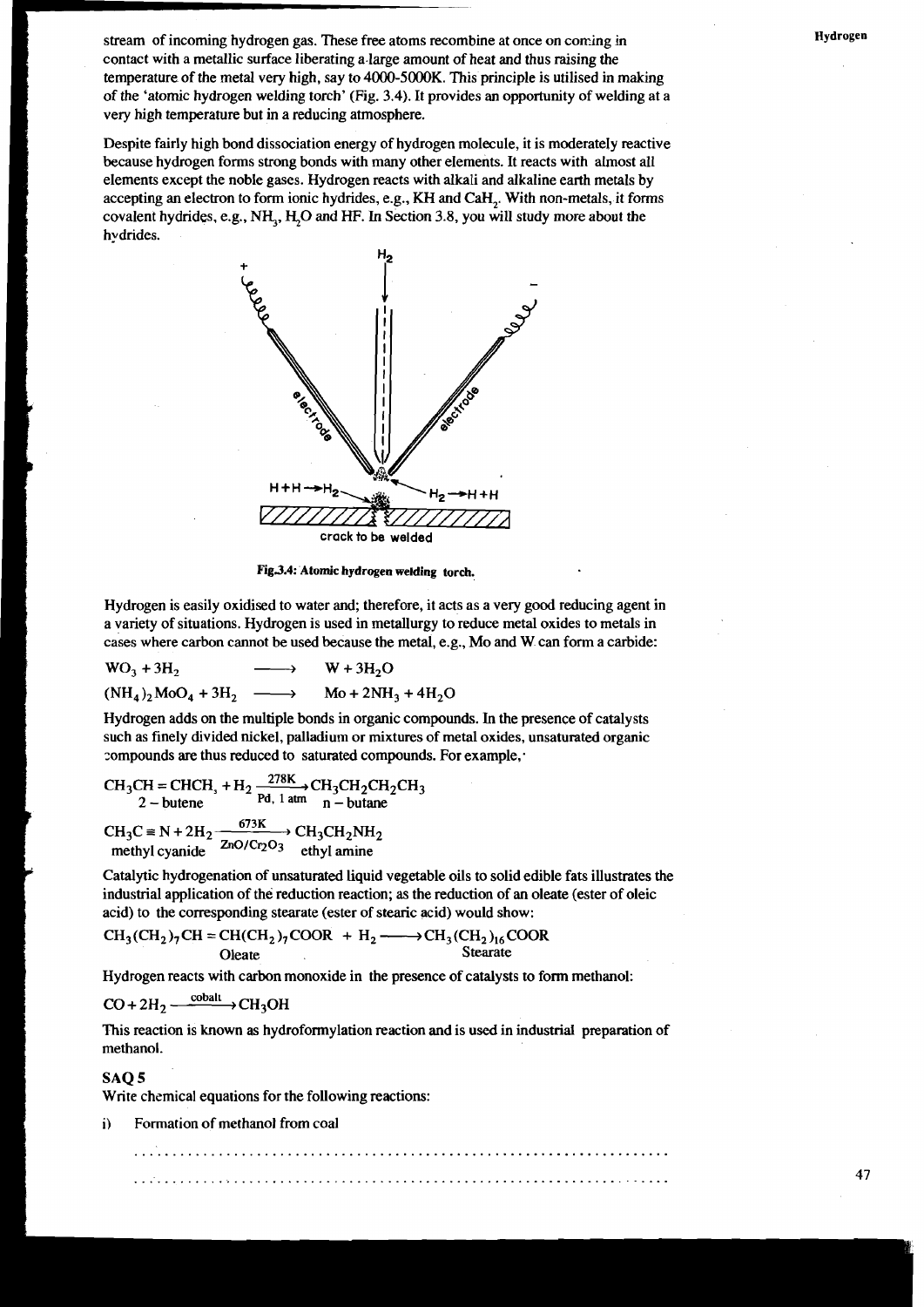stream of incoming hydrogen gas. These free atoms recombine at once on coming in contact with a metallic surface liberating a large amount of heat and thus raising the temperature of the metal very high, say to 4000-5000K. This principle is utilised in making of the 'atomic hydrogen welding torch' (Fig. 3.4). It provides an opportunity of welding at a very high temperature but in a reducing atmosphere.

Despite fairly high bond dissociation energy of hydrogen molecule, it is moderately reactive because hydrogen forms strong bonds with many other elements. It reacts with almost all elements except the noble gases. Hydrogen reacts with alkali and alkaline earth metals by accepting an electron to form ionic hydrides, e.g., KH and $CaH_2$. With non-metals, it forms covalent hydrides, e.g., $NH_3$, $H_2O$ and HF. In Section 3.8, you will study more about the hydrides.

**Fig.3.4: Atomic hydrogen welding torch.**

Hydrogen is easily oxidised to water and; therefore, it acts as a very good reducing agent in a variety of situations. Hydrogen is used in metallurgy to reduce metal oxides to metals in cases where carbon cannot be used because the metal, e.g., Mo and W can form a carbide:

$$WO_3 + 3H_2 \longrightarrow W + 3H_2O$$

$$(NH_4)_2MoO_4 + 3H_2 \longrightarrow Mo + 2NH_3 + 4H_2O$$

Hydrogen adds on the multiple bonds in organic compounds. In the presence of catalysts such as finely divided nickel, palladium or mixtures of metal oxides, unsaturated organic compounds are thus reduced to saturated compounds. For example,

$$\underset{\text{2 - butene}}{CH_3CH = CHCH_3} + H_2 \xrightarrow[\text{Pd, 1 atm}]{278K} \underset{\text{n - butane}}{CH_3CH_2CH_2CH_3}$$

$$\underset{\text{methyl cyanide}}{CH_3C \equiv N} + 2H_2 \xrightarrow[ZnO/Cr_2O_3]{673K} \underset{\text{ethyl amine}}{CH_3CH_2NH_2}$$

Catalytic hydrogenation of unsaturated liquid vegetable oils to solid edible fats illustrates the industrial application of the reduction reaction; as the reduction of an oleate (ester of oleic acid) to the corresponding stearate (ester of stearic acid) would show:

$$\underset{\text{Oleate}}{CH_3(CH_2)_7CH = CH(CH_2)_7COOR} + H_2 \longrightarrow \underset{\text{Stearate}}{CH_3(CH_2)_{16}COOR}$$

Hydrogen reacts with carbon monoxide in the presence of catalysts to form methanol:

$$CO + 2H_2 \xrightarrow{\text{cobalt}} CH_3OH$$

This reaction is known as hydroformylation reaction and is used in industrial preparation of methanol.

### SAQ 5

Write chemical equations for the following reactions:

i) Formation of methanol from coal

.......................................................................................

.......................................................................................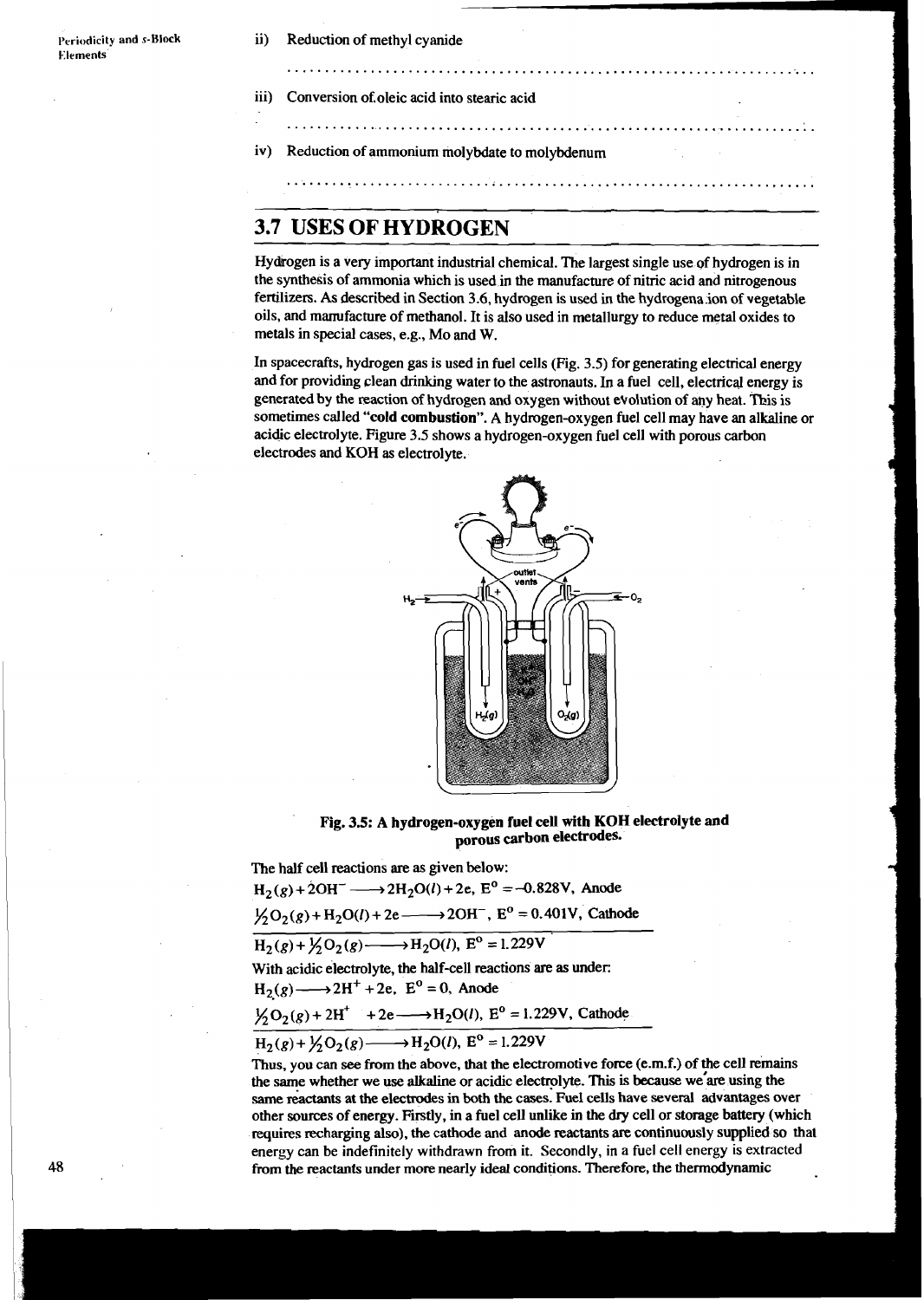ii) Reduction of methyl cyanide

. . . . . . . . . . . . . . . . . . . . . . . . . . . . . . . . . . . . . . . . . . . . . . . . . . . . . . . . . . . . . . . . . . . .

iii) Conversion of oleic acid into stearic acid

. . . . . . . . . . . . . . . . . . . . . . . . . . . . . . . . . . . . . . . . . . . . . . . . . . . . . . . . . . . . . . . . . . . .

iv) Reduction of ammonium molybdate to molybdenum

. . . . . . . . . . . . . . . . . . . . . . . . . . . . . . . . . . . . . . . . . . . . . . . . . . . . . . . . . . . . . . . . . . . .

## 3.7 USES OF HYDROGEN

Hydrogen is a very important industrial chemical. The largest single use of hydrogen is in the synthesis of ammonia which is used in the manufacture of nitric acid and nitrogenous fertilizers. As described in Section 3.6, hydrogen is used in the hydrogenation of vegetable oils, and manufacture of methanol. It is also used in metallurgy to reduce metal oxides to metals in special cases, e.g., Mo and W.

In spacecrafts, hydrogen gas is used in fuel cells (Fig. 3.5) for generating electrical energy and for providing clean drinking water to the astronauts. In a fuel cell, electrical energy is generated by the reaction of hydrogen and oxygen without evolution of any heat. This is sometimes called **"cold combustion"**. A hydrogen-oxygen fuel cell may have an alkaline or acidic electrolyte. Figure 3.5 shows a hydrogen-oxygen fuel cell with porous carbon electrodes and KOH as electrolyte.

**Fig. 3.5: A hydrogen-oxygen fuel cell with KOH electrolyte and porous carbon electrodes.**

The half cell reactions are as given below:

$H_2(g) + 2OH^- \longrightarrow 2H_2O(l) + 2e$, $E^o = -0.828V$, Anode

$\frac{1}{2}O_2(g) + H_2O(l) + 2e \longrightarrow 2OH^-$, $E^o = 0.401V$, Cathode

$H_2(g) + \frac{1}{2}O_2(g) \longrightarrow H_2O(l)$, $E^o = 1.229V$

With acidic electrolyte, the half-cell reactions are as under:

$H_2(g) \longrightarrow 2H^+ + 2e$, $E^o = 0$, Anode

$\frac{1}{2}O_2(g) + 2H^+ + 2e \longrightarrow H_2O(l)$, $E^o = 1.229V$, Cathode

$H_2(g) + \frac{1}{2}O_2(g) \longrightarrow H_2O(l)$, $E^o = 1.229V$

Thus, you can see from the above, that the electromotive force (e.m.f.) of the cell remains the same whether we use alkaline or acidic electrolyte. This is because we are using the same reactants at the electrodes in both the cases. Fuel cells have several advantages over other sources of energy. Firstly, in a fuel cell unlike in the dry cell or storage battery (which requires recharging also), the cathode and anode reactants are continuously supplied so that energy can be indefinitely withdrawn from it. Secondly, in a fuel cell energy is extracted from the reactants under more nearly ideal conditions. Therefore, the thermodynamic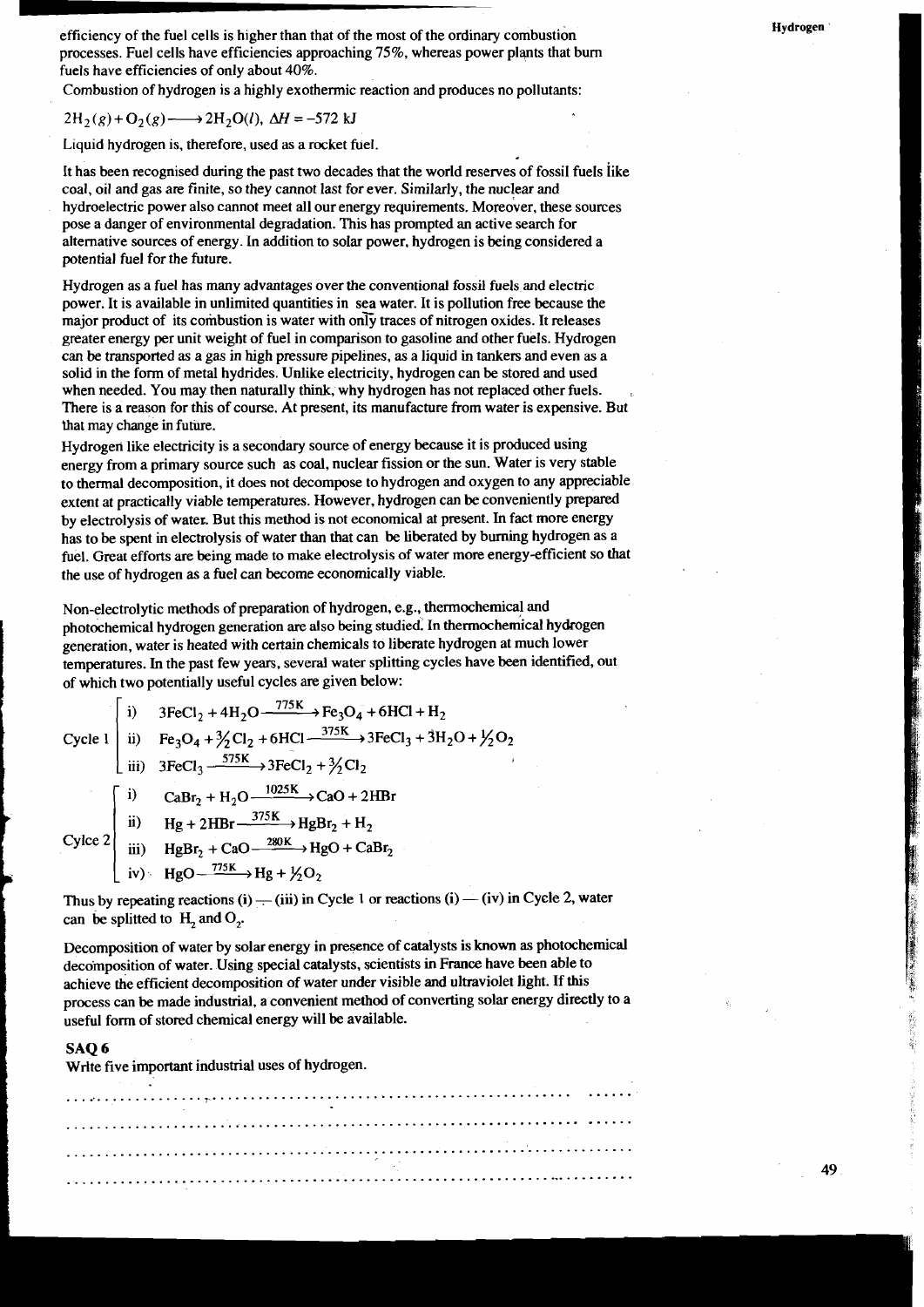efficiency of the fuel cells is higher than that of the most of the ordinary combustion processes. Fuel cells have efficiencies approaching 75%, whereas power plants that burn fuels have efficiencies of only about 40%.

Combustion of hydrogen is a highly exothermic reaction and produces no pollutants:

$$2H_2(g) + O_2(g) \longrightarrow 2H_2O(l), \ \Delta H = -572 \text{ kJ}$$

Liquid hydrogen is, therefore, used as a rocket fuel.

It has been recognised during the past two decades that the world reserves of fossil fuels like coal, oil and gas are finite, so they cannot last for ever. Similarly, the nuclear and hydroelectric power also cannot meet all our energy requirements. Moreover, these sources pose a danger of environmental degradation. This has prompted an active search for alternative sources of energy. In addition to solar power, hydrogen is being considered a potential fuel for the future.

Hydrogen as a fuel has many advantages over the conventional fossil fuels and electric power. It is available in unlimited quantities in sea water. It is pollution free because the major product of its combustion is water with only traces of nitrogen oxides. It releases greater energy per unit weight of fuel in comparison to gasoline and other fuels. Hydrogen can be transported as a gas in high pressure pipelines, as a liquid in tankers and even as a solid in the form of metal hydrides. Unlike electricity, hydrogen can be stored and used when needed. You may then naturally think, why hydrogen has not replaced other fuels. There is a reason for this of course. At present, its manufacture from water is expensive. But that may change in future.

Hydrogen like electricity is a secondary source of energy because it is produced using energy from a primary source such as coal, nuclear fission or the sun. Water is very stable to thermal decomposition, it does not decompose to hydrogen and oxygen to any appreciable extent at practically viable temperatures. However, hydrogen can be conveniently prepared by electrolysis of water. But this method is not economical at present. In fact more energy has to be spent in electrolysis of water than that can be liberated by burning hydrogen as a fuel. Great efforts are being made to make electrolysis of water more energy-efficient so that the use of hydrogen as a fuel can become economically viable.

Non-electrolytic methods of preparation of hydrogen, e.g., thermochemical and photochemical hydrogen generation are also being studied. In thermochemical hydrogen generation, water is heated with certain chemicals to liberate hydrogen at much lower temperatures. In the past few years, several water splitting cycles have been identified, out of which two potentially useful cycles are given below:

Cycle 1

i) $3FeCl_2 + 4H_2O \xrightarrow{775K} Fe_3O_4 + 6HCl + H_2$

ii) $Fe_3O_4 + \frac{3}{2}Cl_2 + 6HCl \xrightarrow{375K} 3FeCl_3 + 3H_2O + \frac{1}{2}O_2$

iii) $3FeCl_3 \xrightarrow{575K} 3FeCl_2 + \frac{3}{2}Cl_2$

Cylce 2

i) $CaBr_2 + H_2O \xrightarrow{1025K} CaO + 2HBr$

ii) $Hg + 2HBr \xrightarrow{375K} HgBr_2 + H_2$

iii) $HgBr_2 + CaO \xrightarrow{280K} HgO + CaBr_2$

iv) $HgO \xrightarrow{775K} Hg + \frac{1}{2}O_2$

Thus by repeating reactions (i) — (iii) in Cycle 1 or reactions (i) — (iv) in Cycle 2, water can be splitted to $H_2$ and $O_2$.

Decomposition of water by solar energy in presence of catalysts is known as photochemical decomposition of water. Using special catalysts, scientists in France have been able to achieve the efficient decomposition of water under visible and ultraviolet light. If this process can be made industrial, a convenient method of converting solar energy directly to a useful form of stored chemical energy will be available.

### SAQ 6

Write five important industrial uses of hydrogen.

.................................................................................

.................................................................................

.................................................................................

.................................................................................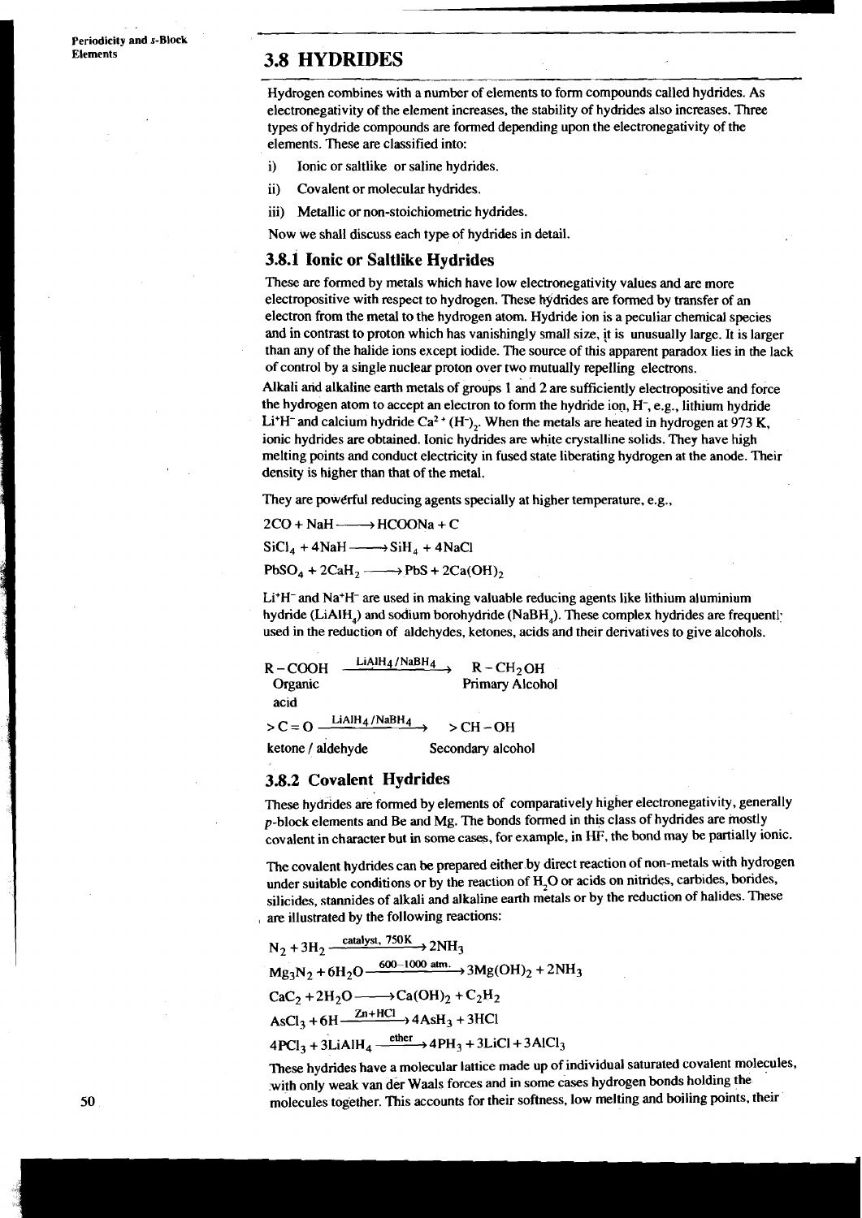## 3.8 HYDRIDES

Hydrogen combines with a number of elements to form compounds called hydrides. As electronegativity of the element increases, the stability of hydrides also increases. Three types of hydride compounds are formed depending upon the electronegativity of the elements. These are classified into:

i) Ionic or saltlike or saline hydrides.

ii) Covalent or molecular hydrides.

iii) Metallic or non-stoichiometric hydrides.

Now we shall discuss each type of hydrides in detail.

### 3.8.1 Ionic or Saltlike Hydrides

These are formed by metals which have low electronegativity values and are more electropositive with respect to hydrogen. These hydrides are formed by transfer of an electron from the metal to the hydrogen atom. Hydride ion is a peculiar chemical species and in contrast to proton which has vanishingly small size, it is unusually large. It is larger than any of the halide ions except iodide. The source of this apparent paradox lies in the lack of control by a single nuclear proton over two mutually repelling electrons.

Alkali and alkaline earth metals of groups 1 and 2 are sufficiently electropositive and force the hydrogen atom to accept an electron to form the hydride ion, $H^-$, e.g., lithium hydride $Li^+H^-$ and calcium hydride $Ca^{2+}(H^-)_2$. When the metals are heated in hydrogen at 973 K, ionic hydrides are obtained. Ionic hydrides are white crystalline solids. They have high melting points and conduct electricity in fused state liberating hydrogen at the anode. Their density is higher than that of the metal.

They are powerful reducing agents specially at higher temperature, e.g.,

$$2CO + NaH \longrightarrow HCOONa + C$$

$$SiCl_4 + 4NaH \longrightarrow SiH_4 + 4NaCl$$

$$PbSO_4 + 2CaH_2 \longrightarrow PbS + 2Ca(OH)_2$$

$Li^+H^-$ and $Na^+H^-$ are used in making valuable reducing agents like lithium aluminium hydride ($LiAlH_4$) and sodium borohydride ($NaBH_4$). These complex hydrides are frequentl used in the reduction of aldehydes, ketones, acids and their derivatives to give alcohols.

$$\underset{\text{Organic acid}}{R-COOH} \xrightarrow{LiAlH_4/NaBH_4} \underset{\text{Primary Alcohol}}{R-CH_2OH}$$

$$\underset{\text{ketone / aldehyde}}{>C=O} \xrightarrow{LiAlH_4/NaBH_4} \underset{\text{Secondary alcohol}}{>CH-OH}$$

### 3.8.2 Covalent Hydrides

These hydrides are formed by elements of comparatively higher electronegativity, generally *p*-block elements and Be and Mg. The bonds formed in this class of hydrides are mostly covalent in character but in some cases, for example, in HF, the bond may be partially ionic.

The covalent hydrides can be prepared either by direct reaction of non-metals with hydrogen under suitable conditions or by the reaction of $H_2O$ or acids on nitrides, carbides, borides, silicides, stannides of alkali and alkaline earth metals or by the reduction of halides. These are illustrated by the following reactions:

$$N_2 + 3H_2 \xrightarrow{\text{catalyst, 750K}} 2NH_3$$

$$Mg_3N_2 + 6H_2O \xrightarrow{600-1000\text{ atm.}} 3Mg(OH)_2 + 2NH_3$$

$$CaC_2 + 2H_2O \longrightarrow Ca(OH)_2 + C_2H_2$$

$$AsCl_3 + 6H \xrightarrow{Zn+HCl} 4AsH_3 + 3HCl$$

$$4PCl_3 + 3LiAlH_4 \xrightarrow{\text{ether}} 4PH_3 + 3LiCl + 3AlCl_3$$

These hydrides have a molecular lattice made up of individual saturated covalent molecules, with only weak van der Waals forces and in some cases hydrogen bonds holding the molecules together. This accounts for their softness, low melting and boiling points, their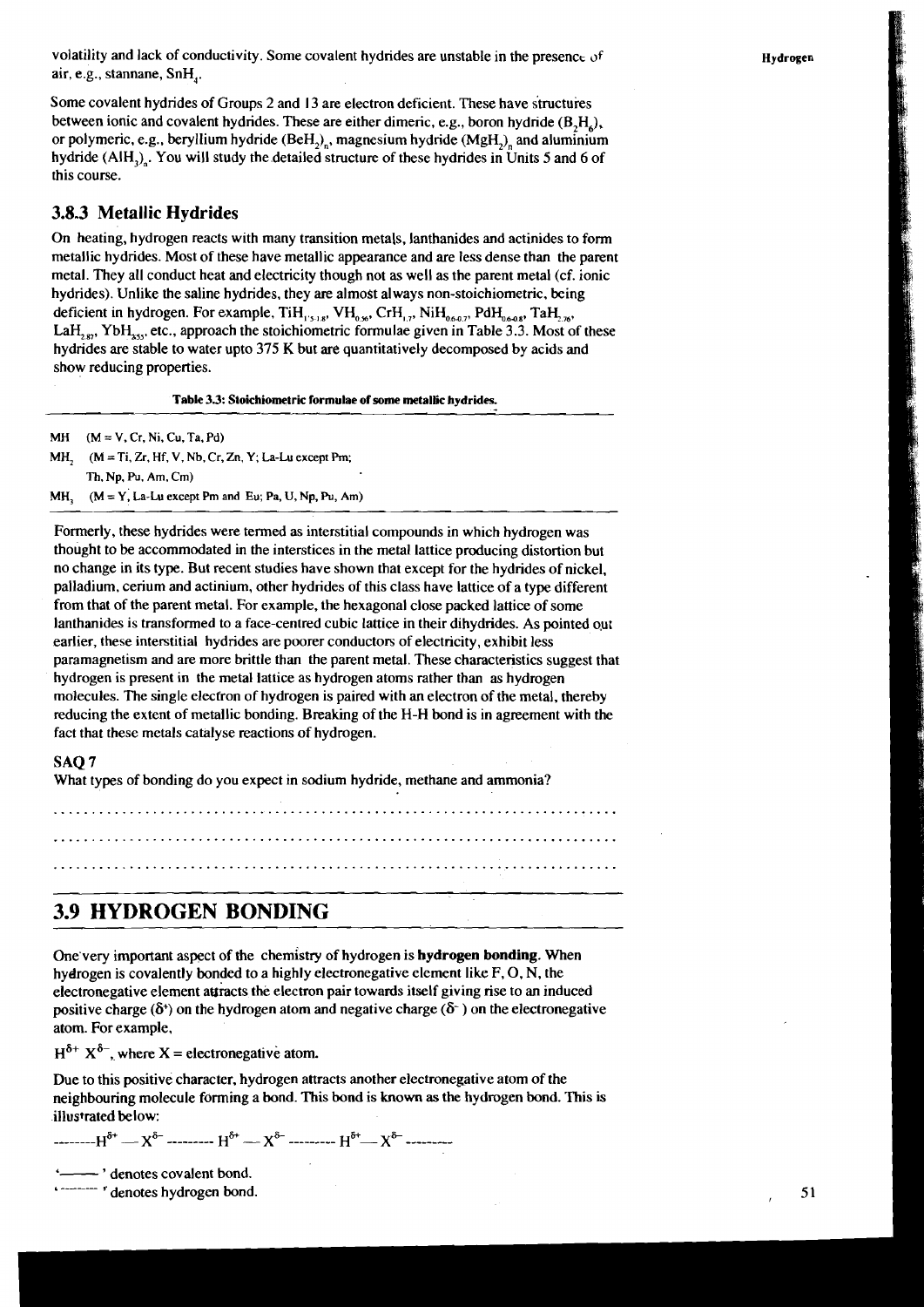volatility and lack of conductivity. Some covalent hydrides are unstable in the presence of air, e.g., stannane, $SnH_4$.

Some covalent hydrides of Groups 2 and 13 are electron deficient. These have structures between ionic and covalent hydrides. These are either dimeric, e.g., boron hydride ($B_2H_6$), or polymeric, e.g., beryllium hydride $(BeH_2)_n$, magnesium hydride $(MgH_2)_n$ and aluminium hydride $(AlH_3)_n$. You will study the detailed structure of these hydrides in Units 5 and 6 of this course.

### 3.8.3 Metallic Hydrides

On heating, hydrogen reacts with many transition metals, lanthanides and actinides to form metallic hydrides. Most of these have metallic appearance and are less dense than the parent metal. They all conduct heat and electricity though not as well as the parent metal (cf. ionic hydrides). Unlike the saline hydrides, they are almost always non-stoichiometric, being deficient in hydrogen. For example, $TiH_{1.5-1.8}$, $VH_{0.56}$, $CrH_{1.7}$, $NiH_{0.6-0.7}$, $PdH_{0.6-0.8}$, $TaH_{2.76}$, $LaH_{2.87}$, $YbH_{2.55}$, etc., approach the stoichiometric formulae given in Table 3.3. Most of these hydrides are stable to water upto 375 K but are quantitatively decomposed by acids and show reducing properties.

**Table 3.3: Stoichiometric formulae of some metallic hydrides.**

| | |
|---|---|
| MH | (M = V, Cr, Ni, Cu, Ta, Pd) |
| $MH_2$ | (M = Ti, Zr, Hf, V, Nb, Cr, Zn, Y; La-Lu except Pm; Th, Np, Pu, Am, Cm) |
| $MH_3$ | (M = Y, La-Lu except Pm and Eu; Pa, U, Np, Pu, Am) |

Formerly, these hydrides were termed as interstitial compounds in which hydrogen was thought to be accommodated in the interstices in the metal lattice producing distortion but no change in its type. But recent studies have shown that except for the hydrides of nickel, palladium, cerium and actinium, other hydrides of this class have lattice of a type different from that of the parent metal. For example, the hexagonal close packed lattice of some lanthanides is transformed to a face-centred cubic lattice in their dihydrides. As pointed out earlier, these interstitial hydrides are poorer conductors of electricity, exhibit less paramagnetism and are more brittle than the parent metal. These characteristics suggest that hydrogen is present in the metal lattice as hydrogen atoms rather than as hydrogen molecules. The single electron of hydrogen is paired with an electron of the metal, thereby reducing the extent of metallic bonding. Breaking of the H-H bond is in agreement with the fact that these metals catalyse reactions of hydrogen.

**SAQ 7**

What types of bonding do you expect in sodium hydride, methane and ammonia?

............................................................................

............................................................................

............................................................................

## 3.9 HYDROGEN BONDING

One very important aspect of the chemistry of hydrogen is **hydrogen bonding**. When hydrogen is covalently bonded to a highly electronegative element like F, O, N, the electronegative element attracts the electron pair towards itself giving rise to an induced positive charge ($\delta^+$) on the hydrogen atom and negative charge ($\delta^-$) on the electronegative atom. For example,

$H^{\delta+}\ X^{\delta-}$, where X = electronegative atom.

Due to this positive character, hydrogen attracts another electronegative atom of the neighbouring molecule forming a bond. This bond is known as the hydrogen bond. This is illustrated below:

$$\text{---------}H^{\delta+}\text{—}X^{\delta-}\text{---------}H^{\delta+}\text{—}X^{\delta-}\text{---------}H^{\delta+}\text{—}X^{\delta-}\text{---------}$$

'———' denotes covalent bond.
'---------' denotes hydrogen bond.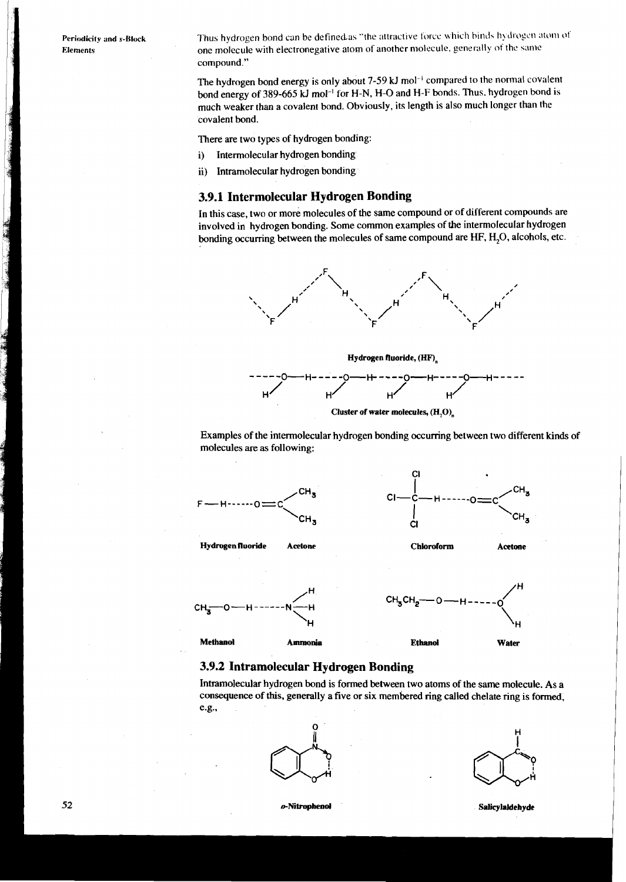Thus hydrogen bond can be defined as "the attractive force which binds hydrogen atom of one molecule with electronegative atom of another molecule, generally of the same compound."

The hydrogen bond energy is only about 7-59 kJ $mol^{-1}$ compared to the normal covalent bond energy of 389-665 kJ $mol^{-1}$ for H-N, H-O and H-F bonds. Thus, hydrogen bond is much weaker than a covalent bond. Obviously, its length is also much longer than the covalent bond.

There are two types of hydrogen bonding:

i) Intermolecular hydrogen bonding

ii) Intramolecular hydrogen bonding

### 3.9.1 Intermolecular Hydrogen Bonding

In this case, two or more molecules of the same compound or of different compounds are involved in hydrogen bonding. Some common examples of the intermolecular hydrogen bonding occurring between the molecules of same compound are HF, $H_2O$, alcohols, etc.

Hydrogen fluoride, $(HF)_n$

Cluster of water molecules, $(H_2O)_n$

Examples of the intermolecular hydrogen bonding occurring between two different kinds of molecules are as following:

Hydrogen fluoride  Acetone

Chloroform  Acetone

Methanol  Ammonia

Ethanol  Water

### 3.9.2 Intramolecular Hydrogen Bonding

Intramolecular hydrogen bond is formed between two atoms of the same molecule. As a consequence of this, generally a five or six membered ring called chelate ring is formed, e.g.,

*o*-Nitrophenol

Salicylaldehyde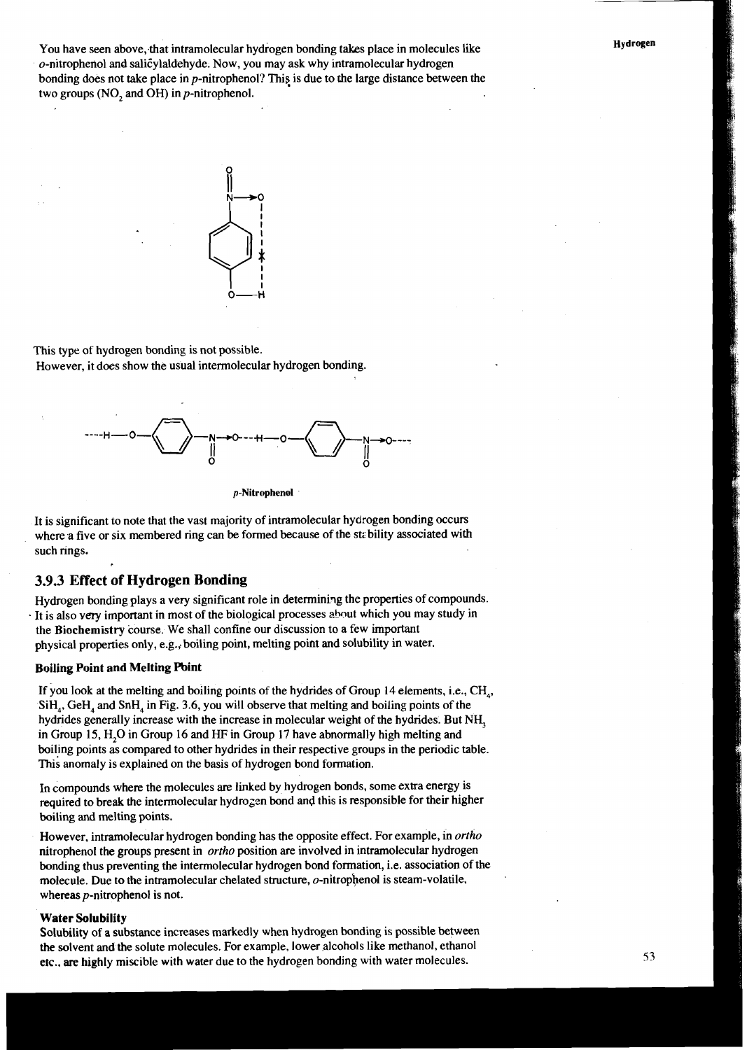You have seen above, that intramolecular hydrogen bonding takes place in molecules like o-nitrophenol and salicylaldehyde. Now, you may ask why intramolecular hydrogen bonding does not take place in p-nitrophenol? This is due to the large distance between the two groups ($NO_2$ and OH) in p-nitrophenol.

This type of hydrogen bonding is not possible.
However, it does show the usual intermolecular hydrogen bonding.

p-Nitrophenol

It is significant to note that the vast majority of intramolecular hydrogen bonding occurs where a five or six membered ring can be formed because of the stability associated with such rings.

### 3.9.3 Effect of Hydrogen Bonding

Hydrogen bonding plays a very significant role in determining the properties of compounds. It is also very important in most of the biological processes about which you may study in the **Biochemistry** course. We shall confine our discussion to a few important physical properties only, e.g., boiling point, melting point and solubility in water.

#### Boiling Point and Melting Point

If you look at the melting and boiling points of the hydrides of Group 14 elements, i.e., $CH_4$, $SiH_4$, $GeH_4$ and $SnH_4$ in Fig. 3.6, you will observe that melting and boiling points of the hydrides generally increase with the increase in molecular weight of the hydrides. But $NH_3$ in Group 15, $H_2O$ in Group 16 and HF in Group 17 have abnormally high melting and boiling points as compared to other hydrides in their respective groups in the periodic table. This anomaly is explained on the basis of hydrogen bond formation.

In compounds where the molecules are linked by hydrogen bonds, some extra energy is required to break the intermolecular hydrogen bond and this is responsible for their higher boiling and melting points.

However, intramolecular hydrogen bonding has the opposite effect. For example, in *ortho* nitrophenol the groups present in *ortho* position are involved in intramolecular hydrogen bonding thus preventing the intermolecular hydrogen bond formation, i.e. association of the molecule. Due to the intramolecular chelated structure, o-nitrophenol is steam-volatile, whereas p-nitrophenol is not.

#### Water Solubility

Solubility of a substance increases markedly when hydrogen bonding is possible between the solvent and the solute molecules. For example, lower alcohols like methanol, ethanol etc., are highly miscible with water due to the hydrogen bonding with water molecules.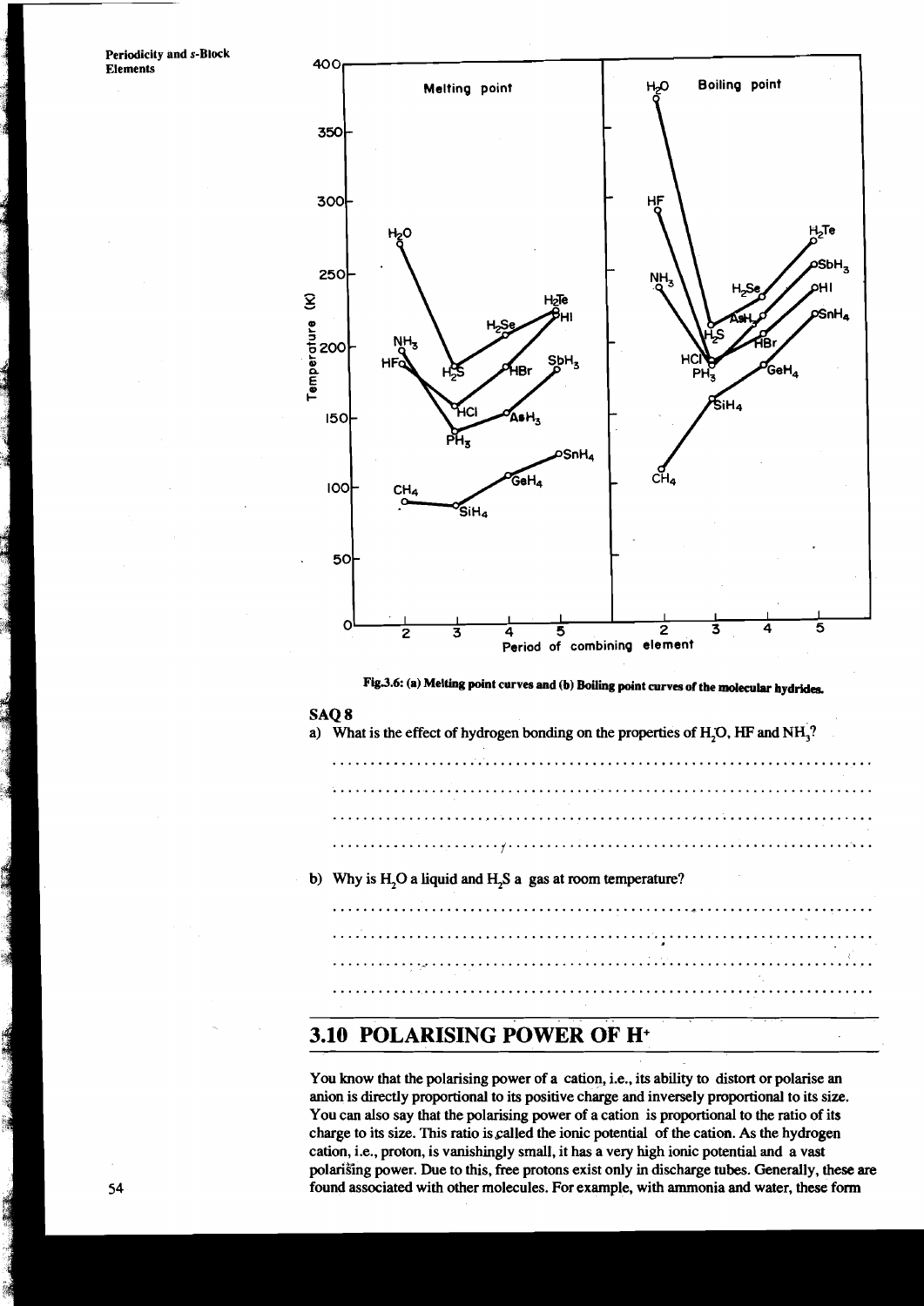Fig.3.6: (a) Melting point curves and (b) Boiling point curves of the molecular hydrides.

**SAQ 8**

a) What is the effect of hydrogen bonding on the properties of $H_2O$, HF and $NH_3$?

.......................................................................

.......................................................................

.......................................................................

.......................................................................

b) Why is $H_2O$ a liquid and $H_2S$ a gas at room temperature?

.......................................................................

.......................................................................

.......................................................................

.......................................................................

## 3.10 POLARISING POWER OF $H^+$

You know that the polarising power of a cation, i.e., its ability to distort or polarise an anion is directly proportional to its positive charge and inversely proportional to its size. You can also say that the polarising power of a cation is proportional to the ratio of its charge to its size. This ratio is called the ionic potential of the cation. As the hydrogen cation, i.e., proton, is vanishingly small, it has a very high ionic potential and a vast polarising power. Due to this, free protons exist only in discharge tubes. Generally, these are found associated with other molecules. For example, with ammonia and water, these form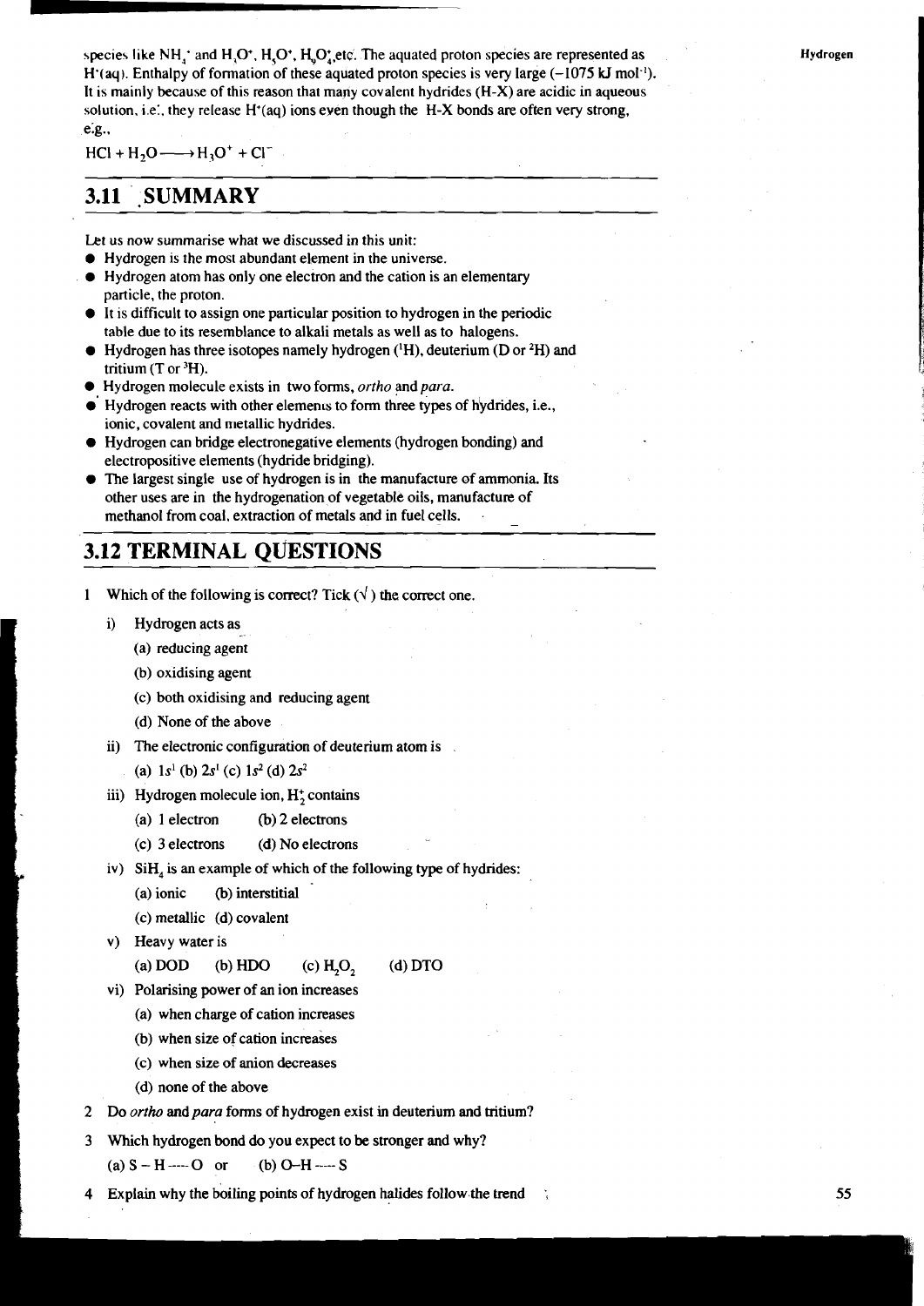species like $NH_4^+$ and $H_3O^+$, $H_5O^+$, $H_9O_4^+$, etc. The aquated proton species are represented as $H^+(aq)$. Enthalpy of formation of these aquated proton species is very large (−1075 kJ mol$^{-1}$). It is mainly because of this reason that many covalent hydrides (H-X) are acidic in aqueous solution, i.e., they release $H^+(aq)$ ions even though the H-X bonds are often very strong, e.g.,

$$HCl + H_2O \longrightarrow H_3O^+ + Cl^-$$

## 3.11 SUMMARY

Let us now summarise what we discussed in this unit:

- Hydrogen is the most abundant element in the universe.
- Hydrogen atom has only one electron and the cation is an elementary particle, the proton.
- It is difficult to assign one particular position to hydrogen in the periodic table due to its resemblance to alkali metals as well as to halogens.
- Hydrogen has three isotopes namely hydrogen ($^1H$), deuterium (D or $^2H$) and tritium (T or $^3H$).
- Hydrogen molecule exists in two forms, *ortho* and *para*.
- Hydrogen reacts with other elements to form three types of hydrides, i.e., ionic, covalent and metallic hydrides.
- Hydrogen can bridge electronegative elements (hydrogen bonding) and electropositive elements (hydride bridging).
- The largest single use of hydrogen is in the manufacture of ammonia. Its other uses are in the hydrogenation of vegetable oils, manufacture of methanol from coal, extraction of metals and in fuel cells.

## 3.12 TERMINAL QUESTIONS

1 Which of the following is correct? Tick (√) the correct one.

   i) Hydrogen acts as
      (a) reducing agent
      (b) oxidising agent
      (c) both oxidising and reducing agent
      (d) None of the above

   ii) The electronic configuration of deuterium atom is
      (a) $1s^1$ (b) $2s^1$ (c) $1s^2$ (d) $2s^2$

   iii) Hydrogen molecule ion, $H_2^+$ contains
      (a) 1 electron (b) 2 electrons
      (c) 3 electrons (d) No electrons

   iv) $SiH_4$ is an example of which of the following type of hydrides:
      (a) ionic (b) interstitial
      (c) metallic (d) covalent

   v) Heavy water is
      (a) DOD (b) HDO (c) $H_2O_2$ (d) DTO

   vi) Polarising power of an ion increases
      (a) when charge of cation increases
      (b) when size of cation increases
      (c) when size of anion decreases
      (d) none of the above

2 Do *ortho* and *para* forms of hydrogen exist in deuterium and tritium?

3 Which hydrogen bond do you expect to be stronger and why?
   (a) S – H ---- O or (b) O–H ---- S

4 Explain why the boiling points of hydrogen halides follow the trend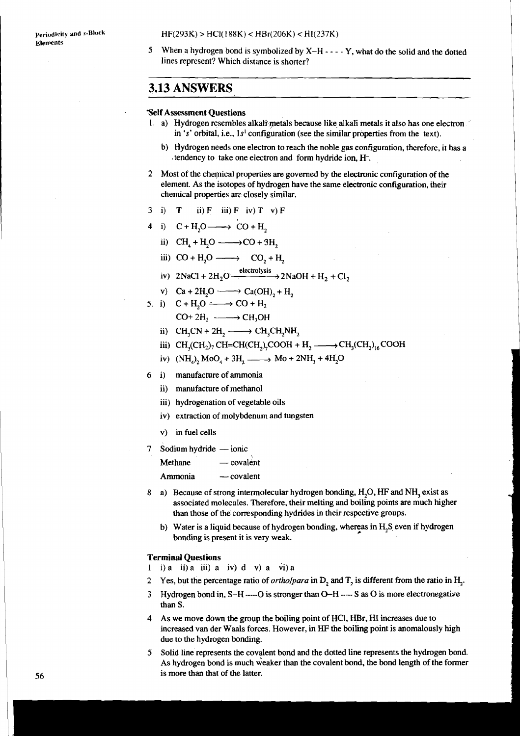HF(293K) > HCl(188K) < HBr(206K) < HI(237K)

5 When a hydrogen bond is symbolized by X–H - - - - Y, what do the solid and the dotted lines represent? Which distance is shorter?

## 3.13 ANSWERS

### Self Assessment Questions

1 a) Hydrogen resembles alkali metals because like alkali metals it also has one electron in '*s*' orbital, i.e., $1s^1$ configuration (see the similar properties from the text).

b) Hydrogen needs one electron to reach the noble gas configuration, therefore, it has a tendency to take one electron and form hydride ion, $H^-$.

2 Most of the chemical properties are governed by the electronic configuration of the element. As the isotopes of hydrogen have the same electronic configuration, their chemical properties are closely similar.

3 i) T ii) F iii) F iv) T v) F

4 i) $C + H_2O \longrightarrow CO + H_2$

ii) $CH_4 + H_2O \longrightarrow CO + 3H_2$

iii) $CO + H_2O \longrightarrow CO_2 + H_2$

iv) $2NaCl + 2H_2O \xrightarrow{\text{electrolysis}} 2NaOH + H_2 + Cl_2$

v) $Ca + 2H_2O \longrightarrow Ca(OH)_2 + H_2$

5. i) $C + H_2O \longrightarrow CO + H_2$

$CO + 2H_2 \longrightarrow CH_3OH$

ii) $CH_3CN + 2H_2 \longrightarrow CH_3CH_2NH_2$

iii) $CH_3(CH_2)_7 CH{=}CH(CH_2)_7COOH + H_2 \longrightarrow CH_3(CH_2)_{16}COOH$

iv) $(NH_4)_2 MoO_4 + 3H_2 \longrightarrow Mo + 2NH_3 + 4H_2O$

6. i) manufacture of ammonia

ii) manufacture of methanol

iii) hydrogenation of vegetable oils

iv) extraction of molybdenum and tungsten

v) in fuel cells

7 Sodium hydride — ionic

Methane — covalent

Ammonia — covalent

8 a) Because of strong intermolecular hydrogen bonding, $H_2O$, HF and $NH_3$ exist as associated molecules. Therefore, their melting and boiling points are much higher than those of the corresponding hydrides in their respective groups.

b) Water is a liquid because of hydrogen bonding, whereas in $H_2S$ even if hydrogen bonding is present it is very weak.

### Terminal Questions

1 i) a ii) a iii) a iv) d v) a vi) a

2 Yes, but the percentage ratio of *ortho*/*para* in $D_2$ and $T_2$ is different from the ratio in $H_2$.

3 Hydrogen bond in, S–H -----O is stronger than O–H ----- S as O is more electronegative than S.

4 As we move down the group the boiling point of HCl, HBr, HI increases due to increased van der Waals forces. However, in HF the boiling point is anomalously high due to the hydrogen bonding.

5 Solid line represents the covalent bond and the dotted line represents the hydrogen bond. As hydrogen bond is much weaker than the covalent bond, the bond length of the former is more than that of the latter.